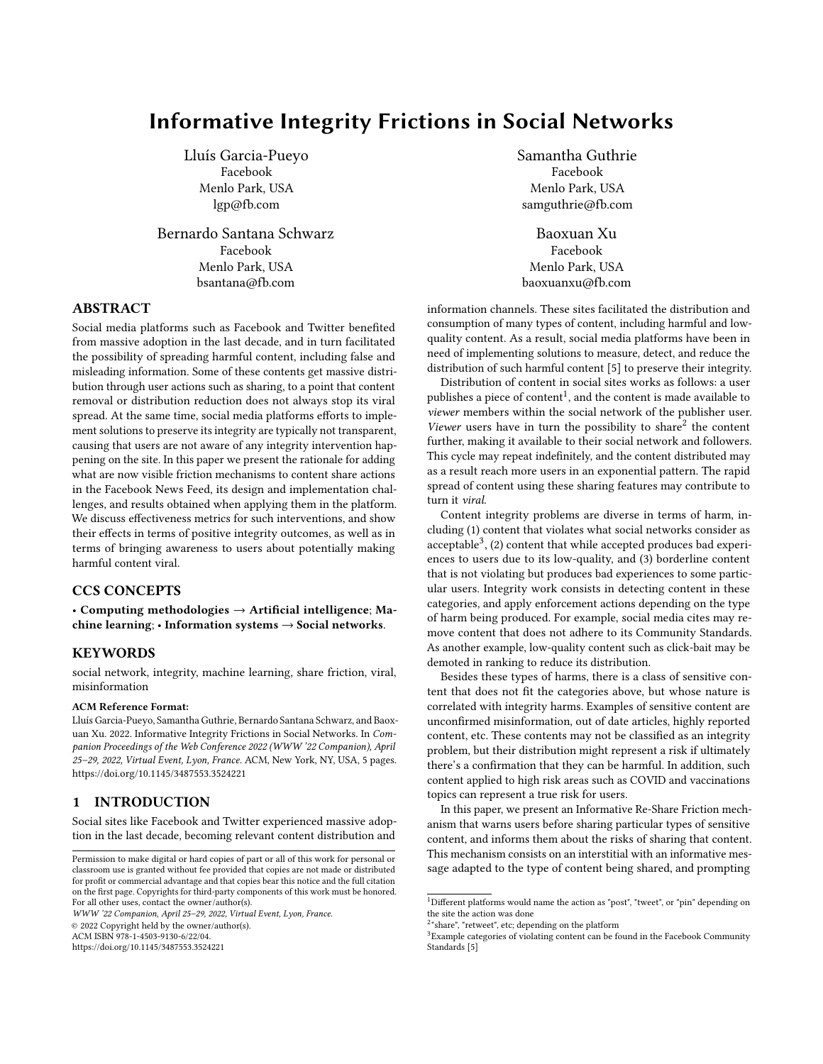# Informative Integrity Frictions in Social Networks

Lluís Garcia-Pueyo
Facebook
Menlo Park, USA
lgp@fb.com

Samantha Guthrie
Facebook
Menlo Park, USA
samguthrie@fb.com

Bernardo Santana Schwarz
Facebook
Menlo Park, USA
bsantana@fb.com

Baoxuan Xu
Facebook
Menlo Park, USA
baoxuanxu@fb.com

## ABSTRACT

Social media platforms such as Facebook and Twitter benefited from massive adoption in the last decade, and in turn facilitated the possibility of spreading harmful content, including false and misleading information. Some of these contents get massive distribution through user actions such as sharing, to a point that content removal or distribution reduction does not always stop its viral spread. At the same time, social media platforms efforts to implement solutions to preserve its integrity are typically not transparent, causing that users are not aware of any integrity intervention happening on the site. In this paper we present the rationale for adding what are now visible friction mechanisms to content share actions in the Facebook News Feed, its design and implementation challenges, and results obtained when applying them in the platform. We discuss effectiveness metrics for such interventions, and show their effects in terms of positive integrity outcomes, as well as in terms of bringing awareness to users about potentially making harmful content viral.

## CCS CONCEPTS

• **Computing methodologies → Artificial intelligence**; **Machine learning**; • **Information systems → Social networks**.

## KEYWORDS

social network, integrity, machine learning, share friction, viral, misinformation

**ACM Reference Format:**
Lluís Garcia-Pueyo, Samantha Guthrie, Bernardo Santana Schwarz, and Baoxuan Xu. 2022. Informative Integrity Frictions in Social Networks. In *Companion Proceedings of the Web Conference 2022 (WWW '22 Companion), April 25–29, 2022, Virtual Event, Lyon, France.* ACM, New York, NY, USA, 5 pages. https://doi.org/10.1145/3487553.3524221

## 1 INTRODUCTION

Social sites like Facebook and Twitter experienced massive adoption in the last decade, becoming relevant content distribution and information channels. These sites facilitated the distribution and consumption of many types of content, including harmful and low-quality content. As a result, social media platforms have been in need of implementing solutions to measure, detect, and reduce the distribution of such harmful content [5] to preserve their integrity.

Distribution of content in social sites works as follows: a user publishes a piece of content[1], and the content is made available to *viewer* members within the social network of the publisher user. *Viewer* users have in turn the possibility to share[2] the content further, making it available to their social network and followers. This cycle may repeat indefinitely, and the content distributed may as a result reach more users in an exponential pattern. The rapid spread of content using these sharing features may contribute to turn it *viral*.

Content integrity problems are diverse in terms of harm, including (1) content that violates what social networks consider as acceptable[3], (2) content that while accepted produces bad experiences to users due to its low-quality, and (3) borderline content that is not violating but produces bad experiences to some particular users. Integrity work consists in detecting content in these categories, and apply enforcement actions depending on the type of harm being produced. For example, social media sites may remove content that does not adhere to its Community Standards. As another example, low-quality content such as click-bait may be demoted in ranking to reduce its distribution.

Besides these types of harms, there is a class of sensitive content that does not fit the categories above, but whose nature is correlated with integrity harms. Examples of sensitive content are unconfirmed misinformation, out of date articles, highly reported content, etc. These contents may not be classified as an integrity problem, but their distribution might represent a risk if ultimately there's a confirmation that they can be harmful. In addition, such content applied to high risk areas such as COVID and vaccinations topics can represent a true risk for users.

In this paper, we present an Informative Re-Share Friction mechanism that warns users before sharing particular types of sensitive content, and informs them about the risks of sharing that content. This mechanism consists on an interstitial with an informative message adapted to the type of content being shared, and prompting

---

Permission to make digital or hard copies of part or all of this work for personal or classroom use is granted without fee provided that copies are not made or distributed for profit or commercial advantage and that copies bear this notice and the full citation on the first page. Copyrights for third-party components of this work must be honored. For all other uses, contact the owner/author(s).
*WWW '22 Companion, April 25–29, 2022, Virtual Event, Lyon, France.*
© 2022 Copyright held by the owner/author(s).
ACM ISBN 978-1-4503-9130-6/22/04.
https://doi.org/10.1145/3487553.3524221

[1] Different platforms would name the action as "post", "tweet", or "pin" depending on the site the action was done
[2] "share", "retweet", etc; depending on the platform
[3] Example categories of violating content can be found in the Facebook Community Standards [5]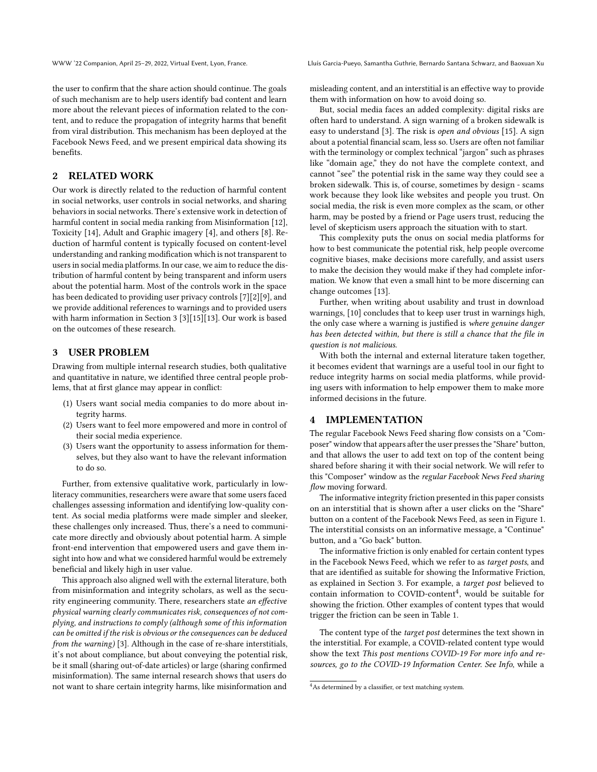the user to confirm that the share action should continue. The goals of such mechanism are to help users identify bad content and learn more about the relevant pieces of information related to the content, and to reduce the propagation of integrity harms that benefit from viral distribution. This mechanism has been deployed at the Facebook News Feed, and we present empirical data showing its benefits.

## 2 RELATED WORK

Our work is directly related to the reduction of harmful content in social networks, user controls in social networks, and sharing behaviors in social networks. There's extensive work in detection of harmful content in social media ranking from Misinformation [12], Toxicity [14], Adult and Graphic imagery [4], and others [8]. Reduction of harmful content is typically focused on content-level understanding and ranking modification which is not transparent to users in social media platforms. In our case, we aim to reduce the distribution of harmful content by being transparent and inform users about the potential harm. Most of the controls work in the space has been dedicated to providing user privacy controls [7][2][9], and we provide additional references to warnings and to provided users with harm information in Section 3 [3][15][13]. Our work is based on the outcomes of these research.

## 3 USER PROBLEM

Drawing from multiple internal research studies, both qualitative and quantitative in nature, we identified three central people problems, that at first glance may appear in conflict:

(1) Users want social media companies to do more about integrity harms.
(2) Users want to feel more empowered and more in control of their social media experience.
(3) Users want the opportunity to assess information for themselves, but they also want to have the relevant information to do so.

Further, from extensive qualitative work, particularly in low-literacy communities, researchers were aware that some users faced challenges assessing information and identifying low-quality content. As social media platforms were made simpler and sleeker, these challenges only increased. Thus, there's a need to communicate more directly and obviously about potential harm. A simple front-end intervention that empowered users and gave them insight into how and what we considered harmful would be extremely beneficial and likely high in user value.

This approach also aligned well with the external literature, both from misinformation and integrity scholars, as well as the security engineering community. There, researchers state *an effective physical warning clearly communicates risk, consequences of not complying, and instructions to comply (although some of this information can be omitted if the risk is obvious or the consequences can be deduced from the warning)* [3]. Although in the case of re-share interstitials, it's not about compliance, but about conveying the potential risk, be it small (sharing out-of-date articles) or large (sharing confirmed misinformation). The same internal research shows that users do not want to share certain integrity harms, like misinformation and misleading content, and an interstitial is an effective way to provide them with information on how to avoid doing so.

But, social media faces an added complexity: digital risks are often hard to understand [3]. A sign warning of a broken sidewalk is easy to understand [3]. The risk is *open and obvious* [15]. A sign about a potential financial scam, less so. Users are often not familiar with the terminology or complex technical "jargon" such as phrases like "domain age," they do not have the complete context, and cannot "see" the potential risk in the same way they could see a broken sidewalk. This is, of course, sometimes by design - scams work because they look like websites and people you trust. On social media, the risk is even more complex as the scam, or other harm, may be posted by a friend or Page users trust, reducing the level of skepticism users approach the situation with to start.

This complexity puts the onus on social media platforms for how to best communicate the potential risk, help people overcome cognitive biases, make decisions more carefully, and assist users to make the decision they would make if they had complete information. We know that even a small hint to be more discerning can change outcomes [13].

Further, when writing about usability and trust in download warnings, [10] concludes that to keep user trust in warnings high, the only case where a warning is justified is *where genuine danger has been detected within, but there is still a chance that the file in question is not malicious.*

With both the internal and external literature taken together, it becomes evident that warnings are a useful tool in our fight to reduce integrity harms on social media platforms, while providing users with information to help empower them to make more informed decisions in the future.

## 4 IMPLEMENTATION

The regular Facebook News Feed sharing flow consists on a "Composer" window that appears after the user presses the "Share" button, and that allows the user to add text on top of the content being shared before sharing it with their social network. We will refer to this "Composer" window as the *regular Facebook News Feed sharing flow* moving forward.

The informative integrity friction presented in this paper consists on an interstitial that is shown after a user clicks on the "Share" button on a content of the Facebook News Feed, as seen in Figure 1. The interstitial consists on an informative message, a "Continue" button, and a "Go back" button.

The informative friction is only enabled for certain content types in the Facebook News Feed, which we refer to as *target posts*, and that are identified as suitable for showing the Informative Friction, as explained in Section 3. For example, a *target post* believed to contain information to COVID-content[4], would be suitable for showing the friction. Other examples of content types that would trigger the friction can be seen in Table 1.

The content type of the *target post* determines the text shown in the interstitial. For example, a COVID-related content type would show the text *This post mentions COVID-19 For more info and resources, go to the COVID-19 Information Center. See Info*, while a

[4] As determined by a classifier, or text matching system.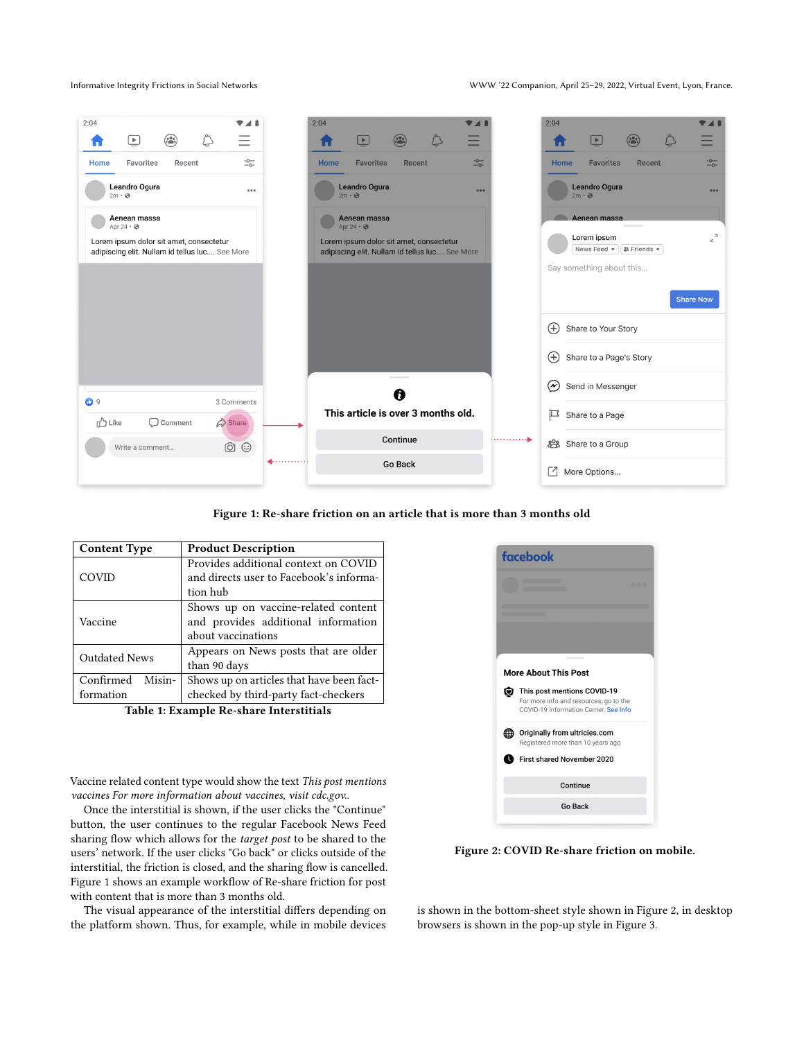Figure 1: Re-share friction on an article that is more than 3 months old

| Content Type | Product Description |
|---|---|
| COVID | Provides additional context on COVID and directs user to Facebook's information hub |
| Vaccine | Shows up on vaccine-related content and provides additional information about vaccinations |
| Outdated News | Appears on News posts that are older than 90 days |
| Confirmed Misinformation | Shows up on articles that have been fact-checked by third-party fact-checkers |

**Table 1: Example Re-share Interstitials**

Vaccine related content type would show the text *This post mentions vaccines For more information about vaccines, visit cdc.gov.*.

Once the interstitial is shown, if the user clicks the "Continue" button, the user continues to the regular Facebook News Feed sharing flow which allows for the *target post* to be shared to the users' network. If the user clicks "Go back" or clicks outside of the interstitial, the friction is closed, and the sharing flow is cancelled. Figure 1 shows an example workflow of Re-share friction for post with content that is more than 3 months old.

The visual appearance of the interstitial differs depending on the platform shown. Thus, for example, while in mobile devices is shown in the bottom-sheet style shown in Figure 2, in desktop browsers is shown in the pop-up style in Figure 3.

Figure 2: COVID Re-share friction on mobile.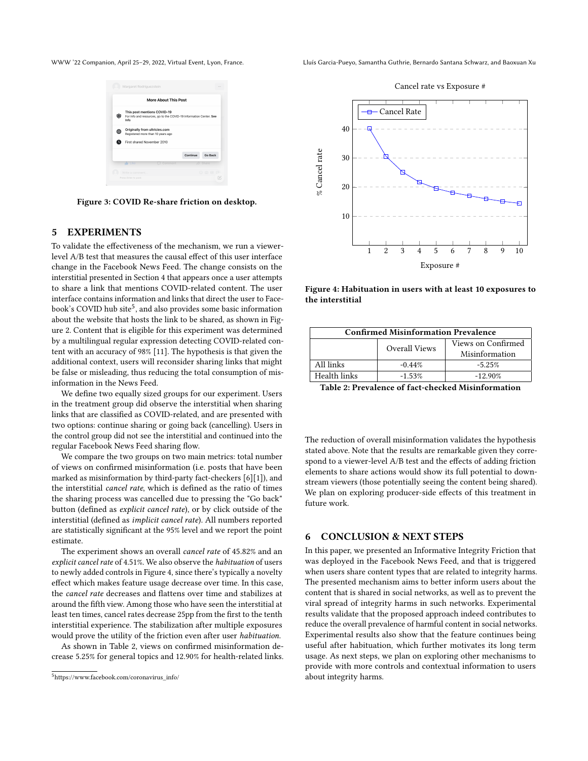Figure 3: COVID Re-share friction on desktop.

## 5 EXPERIMENTS

To validate the effectiveness of the mechanism, we run a viewer-level A/B test that measures the causal effect of this user interface change in the Facebook News Feed. The change consists on the interstitial presented in Section 4 that appears once a user attempts to share a link that mentions COVID-related content. The user interface contains information and links that direct the user to Facebook's COVID hub site[5], and also provides some basic information about the website that hosts the link to be shared, as shown in Figure 2. Content that is eligible for this experiment was determined by a multilingual regular expression detecting COVID-related content with an accuracy of 98% [11]. The hypothesis is that given the additional context, users will reconsider sharing links that might be false or misleading, thus reducing the total consumption of misinformation in the News Feed.

We define two equally sized groups for our experiment. Users in the treatment group did observe the interstitial when sharing links that are classified as COVID-related, and are presented with two options: continue sharing or going back (cancelling). Users in the control group did not see the interstitial and continued into the regular Facebook News Feed sharing flow.

We compare the two groups on two main metrics: total number of views on confirmed misinformation (i.e. posts that have been marked as misinformation by third-party fact-checkers [6][1]), and the interstitial *cancel rate*, which is defined as the ratio of times the sharing process was cancelled due to pressing the "Go back" button (defined as *explicit cancel rate*), or by click outside of the interstitial (defined as *implicit cancel rate*). All numbers reported are statistically significant at the 95% level and we report the point estimate.

The experiment shows an overall *cancel rate* of 45.82% and an *explicit cancel rate* of 4.51%. We also observe the *habituation* of users to newly added controls in Figure 4, since there's typically a novelty effect which makes feature usage decrease over time. In this case, the *cancel rate* decreases and flattens over time and stabilizes at around the fifth view. Among those who have seen the interstitial at least ten times, cancel rates decrease 25pp from the first to the tenth interstitial experience. The stabilization after multiple exposures would prove the utility of the friction even after user *habituation*.

As shown in Table 2, views on confirmed misinformation decrease 5.25% for general topics and 12.90% for health-related links.

[5] https://www.facebook.com/coronavirus_info/

Figure 4: Habituation in users with at least 10 exposures to the interstitial

| Confirmed Misinformation Prevalence | | |
|---|---|---|
| | Overall Views | Views on Confirmed Misinformation |
| All links | -0.44% | -5.25% |
| Health links | -1.53% | -12.90% |

Table 2: Prevalence of fact-checked Misinformation

The reduction of overall misinformation validates the hypothesis stated above. Note that the results are remarkable given they correspond to a viewer-level A/B test and the effects of adding friction elements to share actions would show its full potential to downstream viewers (those potentially seeing the content being shared). We plan on exploring producer-side effects of this treatment in future work.

## 6 CONCLUSION & NEXT STEPS

In this paper, we presented an Informative Integrity Friction that was deployed in the Facebook News Feed, and that is triggered when users share content types that are related to integrity harms. The presented mechanism aims to better inform users about the content that is shared in social networks, as well as to prevent the viral spread of integrity harms in such networks. Experimental results validate that the proposed approach indeed contributes to reduce the overall prevalence of harmful content in social networks. Experimental results also show that the feature continues being useful after habituation, which further motivates its long term usage. As next steps, we plan on exploring other mechanisms to provide with more controls and contextual information to users about integrity harms.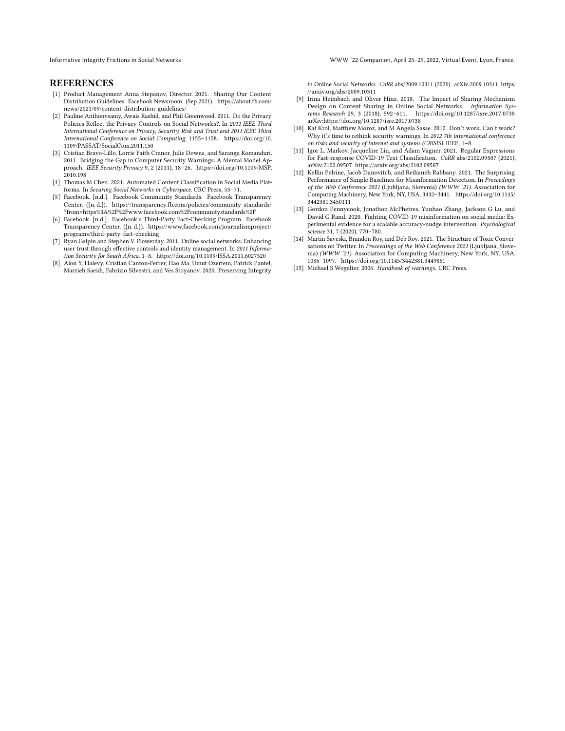## REFERENCES

[1] Product Management Anna Stepanov, Director. 2021. Sharing Our Content Distribution Guidelines. Facebook Newsroom. (Sep 2021). https://about.fb.com/news/2021/09/content-distribution-guidelines/

[2] Pauline Anthonysamy, Awais Rashid, and Phil Greenwood. 2011. Do the Privacy Policies Reflect the Privacy Controls on Social Networks?. In *2011 IEEE Third International Conference on Privacy, Security, Risk and Trust and 2011 IEEE Third International Conference on Social Computing*. 1155–1158. https://doi.org/10.1109/PASSAT/SocialCom.2011.150

[3] Cristian Bravo-Lillo, Lorrie Faith Cranor, Julie Downs, and Saranga Komanduri. 2011. Bridging the Gap in Computer Security Warnings: A Mental Model Approach. *IEEE Security Privacy* 9, 2 (2011), 18–26. https://doi.org/10.1109/MSP.2010.198

[4] Thomas M Chen. 2021. Automated Content Classification in Social Media Platforms. In *Securing Social Networks in Cyberspace*. CRC Press, 53–71.

[5] Facebook. [n.d.]. Facebook Community Standards. Facebook Transparency Center. ([n. d.]). https://transparency.fb.com/policies/community-standards/?from=https%3A%2F%2Fwww.facebook.com%2Fcommunitystandards%2F

[6] Facebook. [n.d.]. Facebook's Third-Party Fact-Checking Program. Facebook Transparency Center. ([n. d.]). https://www.facebook.com/journalismproject/programs/third-party-fact-checking

[7] Ryan Galpin and Stephen V. Flowerday. 2011. Online social networks: Enhancing user trust through effective controls and identity management. In *2011 Information Security for South Africa*. 1–8. https://doi.org/10.1109/ISSA.2011.6027520

[8] Alon Y. Halevy, Cristian Canton-Ferrer, Hao Ma, Umut Ozertem, Patrick Pantel, Marzieh Saeidi, Fabrizio Silvestri, and Ves Stoyanov. 2020. Preserving Integrity in Online Social Networks. *CoRR* abs/2009.10311 (2020). arXiv:2009.10311 https://arxiv.org/abs/2009.10311

[9] Irina Heimbach and Oliver Hinz. 2018. The Impact of Sharing Mechanism Design on Content Sharing in Online Social Networks. *Information Systems Research* 29, 3 (2018), 592–611. https://doi.org/10.1287/isre.2017.0738 arXiv:https://doi.org/10.1287/isre.2017.0738

[10] Kat Krol, Matthew Moroz, and M Angela Sasse. 2012. Don't work. Can't work? Why it's time to rethink security warnings. In *2012 7th international conference on risks and security of internet and systems (CRiSIS)*. IEEE, 1–8.

[11] Igor L. Markov, Jacqueline Liu, and Adam Vagner. 2021. Regular Expressions for Fast-response COVID-19 Text Classification. *CoRR* abs/2102.09507 (2021). arXiv:2102.09507 https://arxiv.org/abs/2102.09507

[12] Kellin Pelrine, Jacob Danovitch, and Reihaneh Rabbany. 2021. The Surprising Performance of Simple Baselines for Misinformation Detection. In *Proceedings of the Web Conference 2021* (Ljubljana, Slovenia) *(WWW '21)*. Association for Computing Machinery, New York, NY, USA, 3432–3441. https://doi.org/10.1145/3442381.3450111

[13] Gordon Pennycook, Jonathon McPhetres, Yunhao Zhang, Jackson G Lu, and David G Rand. 2020. Fighting COVID-19 misinformation on social media: Experimental evidence for a scalable accuracy-nudge intervention. *Psychological science* 31, 7 (2020), 770–780.

[14] Martin Saveski, Brandon Roy, and Deb Roy. 2021. The Structure of Toxic Conversations on Twitter. In *Proceedings of the Web Conference 2021* (Ljubljana, Slovenia) *(WWW '21)*. Association for Computing Machinery, New York, NY, USA, 1086–1097. https://doi.org/10.1145/3442381.3449861

[15] Michael S Wogalter. 2006. *Handbook of warnings*. CRC Press.